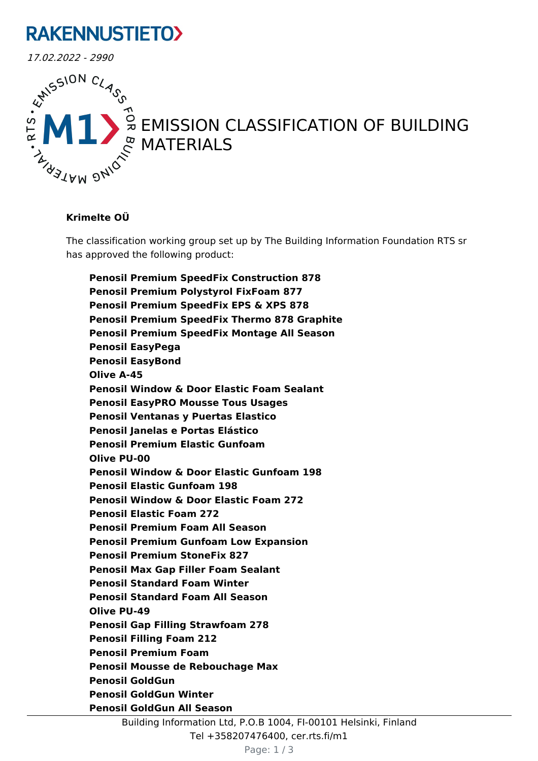RAKENNUSTIETO

*17.02.2022 - 2990*

# EMISSION CLASSIFICATION OF BUILDING MATERIALS

**Krimelte OÜ**

The classification working group set up by The Building Information Foundation RTS sr has approved the following product:

**Penosil Premium SpeedFix Construction 878**
**Penosil Premium Polystyrol FixFoam 877**
**Penosil Premium SpeedFix EPS & XPS 878**
**Penosil Premium SpeedFix Thermo 878 Graphite**
**Penosil Premium SpeedFix Montage All Season**
**Penosil EasyPega**
**Penosil EasyBond**
**Olive A-45**
**Penosil Window & Door Elastic Foam Sealant**
**Penosil EasyPRO Mousse Tous Usages**
**Penosil Ventanas y Puertas Elastico**
**Penosil Janelas e Portas Elástico**
**Penosil Premium Elastic Gunfoam**
**Olive PU-00**
**Penosil Window & Door Elastic Gunfoam 198**
**Penosil Elastic Gunfoam 198**
**Penosil Window & Door Elastic Foam 272**
**Penosil Elastic Foam 272**
**Penosil Premium Foam All Season**
**Penosil Premium Gunfoam Low Expansion**
**Penosil Premium StoneFix 827**
**Penosil Max Gap Filler Foam Sealant**
**Penosil Standard Foam Winter**
**Penosil Standard Foam All Season**
**Olive PU-49**
**Penosil Gap Filling Strawfoam 278**
**Penosil Filling Foam 212**
**Penosil Premium Foam**
**Penosil Mousse de Rebouchage Max**
**Penosil GoldGun**
**Penosil GoldGun Winter**
**Penosil GoldGun All Season**

Building Information Ltd, P.O.B 1004, FI-00101 Helsinki, Finland
Tel +358207476400, cer.rts.fi/m1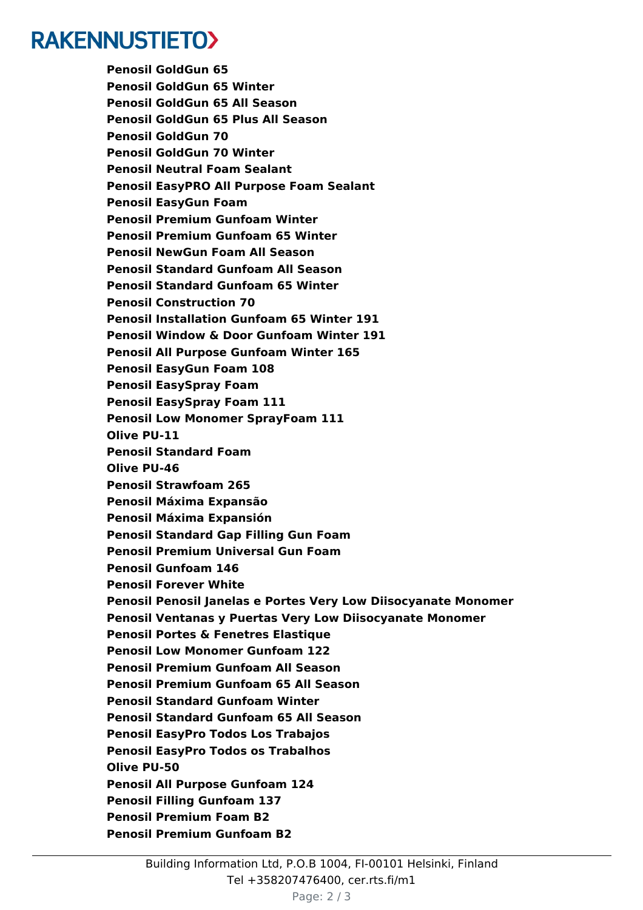**Penosil GoldGun 65**
**Penosil GoldGun 65 Winter**
**Penosil GoldGun 65 All Season**
**Penosil GoldGun 65 Plus All Season**
**Penosil GoldGun 70**
**Penosil GoldGun 70 Winter**
**Penosil Neutral Foam Sealant**
**Penosil EasyPRO All Purpose Foam Sealant**
**Penosil EasyGun Foam**
**Penosil Premium Gunfoam Winter**
**Penosil Premium Gunfoam 65 Winter**
**Penosil NewGun Foam All Season**
**Penosil Standard Gunfoam All Season**
**Penosil Standard Gunfoam 65 Winter**
**Penosil Construction 70**
**Penosil Installation Gunfoam 65 Winter 191**
**Penosil Window & Door Gunfoam Winter 191**
**Penosil All Purpose Gunfoam Winter 165**
**Penosil EasyGun Foam 108**
**Penosil EasySpray Foam**
**Penosil EasySpray Foam 111**
**Penosil Low Monomer SprayFoam 111**
**Olive PU-11**
**Penosil Standard Foam**
**Olive PU-46**
**Penosil Strawfoam 265**
**Penosil Máxima Expansão**
**Penosil Máxima Expansión**
**Penosil Standard Gap Filling Gun Foam**
**Penosil Premium Universal Gun Foam**
**Penosil Gunfoam 146**
**Penosil Forever White**
**Penosil Penosil Janelas e Portes Very Low Diisocyanate Monomer**
**Penosil Ventanas y Puertas Very Low Diisocyanate Monomer**
**Penosil Portes & Fenetres Elastique**
**Penosil Low Monomer Gunfoam 122**
**Penosil Premium Gunfoam All Season**
**Penosil Premium Gunfoam 65 All Season**
**Penosil Standard Gunfoam Winter**
**Penosil Standard Gunfoam 65 All Season**
**Penosil EasyPro Todos Los Trabajos**
**Penosil EasyPro Todos os Trabalhos**
**Olive PU-50**
**Penosil All Purpose Gunfoam 124**
**Penosil Filling Gunfoam 137**
**Penosil Premium Foam B2**
**Penosil Premium Gunfoam B2**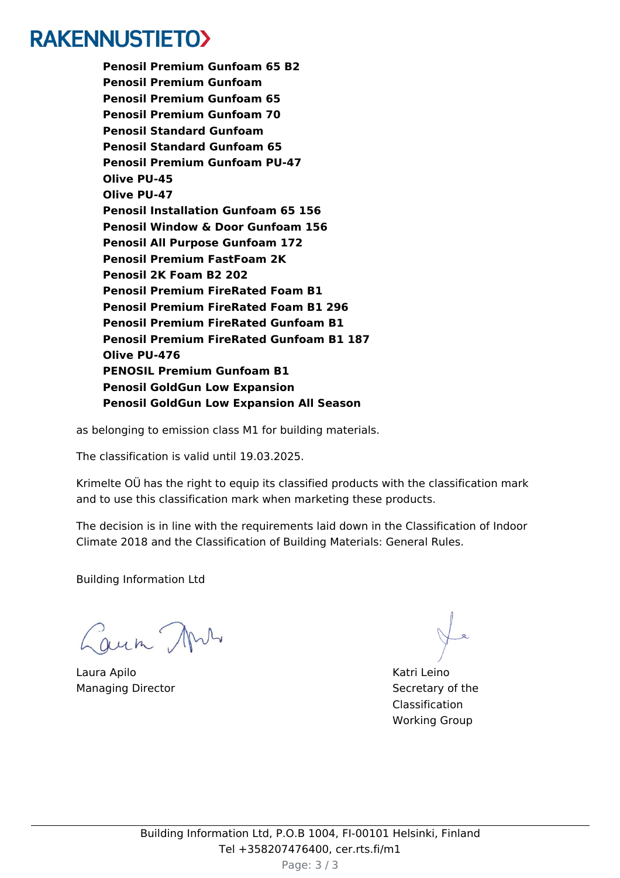**Penosil Premium Gunfoam 65 B2**
**Penosil Premium Gunfoam**
**Penosil Premium Gunfoam 65**
**Penosil Premium Gunfoam 70**
**Penosil Standard Gunfoam**
**Penosil Standard Gunfoam 65**
**Penosil Premium Gunfoam PU-47**
**Olive PU-45**
**Olive PU-47**
**Penosil Installation Gunfoam 65 156**
**Penosil Window & Door Gunfoam 156**
**Penosil All Purpose Gunfoam 172**
**Penosil Premium FastFoam 2K**
**Penosil 2K Foam B2 202**
**Penosil Premium FireRated Foam B1**
**Penosil Premium FireRated Foam B1 296**
**Penosil Premium FireRated Gunfoam B1**
**Penosil Premium FireRated Gunfoam B1 187**
**Olive PU-476**
**PENOSIL Premium Gunfoam B1**
**Penosil GoldGun Low Expansion**
**Penosil GoldGun Low Expansion All Season**

as belonging to emission class M1 for building materials.

The classification is valid until 19.03.2025.

Krimelte OÜ has the right to equip its classified products with the classification mark and to use this classification mark when marketing these products.

The decision is in line with the requirements laid down in the Classification of Indoor Climate 2018 and the Classification of Building Materials: General Rules.

Building Information Ltd

Laura Apilo
Managing Director

Katri Leino
Secretary of the Classification Working Group

Building Information Ltd, P.O.B 1004, FI-00101 Helsinki, Finland
Tel +358207476400, cer.rts.fi/m1